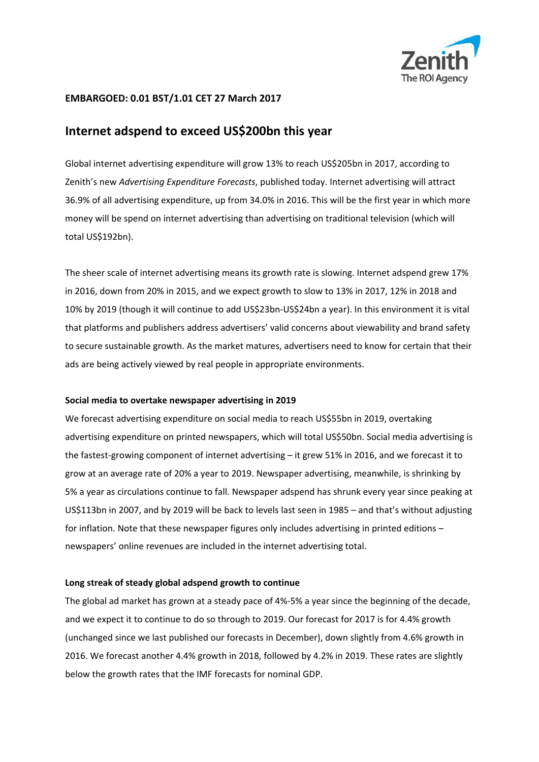**EMBARGOED: 0.01 BST/1.01 CET 27 March 2017**

# Internet adspend to exceed US$200bn this year

Global internet advertising expenditure will grow 13% to reach US$205bn in 2017, according to Zenith's new *Advertising Expenditure Forecasts*, published today. Internet advertising will attract 36.9% of all advertising expenditure, up from 34.0% in 2016. This will be the first year in which more money will be spend on internet advertising than advertising on traditional television (which will total US$192bn).

The sheer scale of internet advertising means its growth rate is slowing. Internet adspend grew 17% in 2016, down from 20% in 2015, and we expect growth to slow to 13% in 2017, 12% in 2018 and 10% by 2019 (though it will continue to add US$23bn-US$24bn a year). In this environment it is vital that platforms and publishers address advertisers' valid concerns about viewability and brand safety to secure sustainable growth. As the market matures, advertisers need to know for certain that their ads are being actively viewed by real people in appropriate environments.

**Social media to overtake newspaper advertising in 2019**

We forecast advertising expenditure on social media to reach US$55bn in 2019, overtaking advertising expenditure on printed newspapers, which will total US$50bn. Social media advertising is the fastest-growing component of internet advertising – it grew 51% in 2016, and we forecast it to grow at an average rate of 20% a year to 2019. Newspaper advertising, meanwhile, is shrinking by 5% a year as circulations continue to fall. Newspaper adspend has shrunk every year since peaking at US$113bn in 2007, and by 2019 will be back to levels last seen in 1985 – and that's without adjusting for inflation. Note that these newspaper figures only includes advertising in printed editions – newspapers' online revenues are included in the internet advertising total.

**Long streak of steady global adspend growth to continue**

The global ad market has grown at a steady pace of 4%-5% a year since the beginning of the decade, and we expect it to continue to do so through to 2019. Our forecast for 2017 is for 4.4% growth (unchanged since we last published our forecasts in December), down slightly from 4.6% growth in 2016. We forecast another 4.4% growth in 2018, followed by 4.2% in 2019. These rates are slightly below the growth rates that the IMF forecasts for nominal GDP.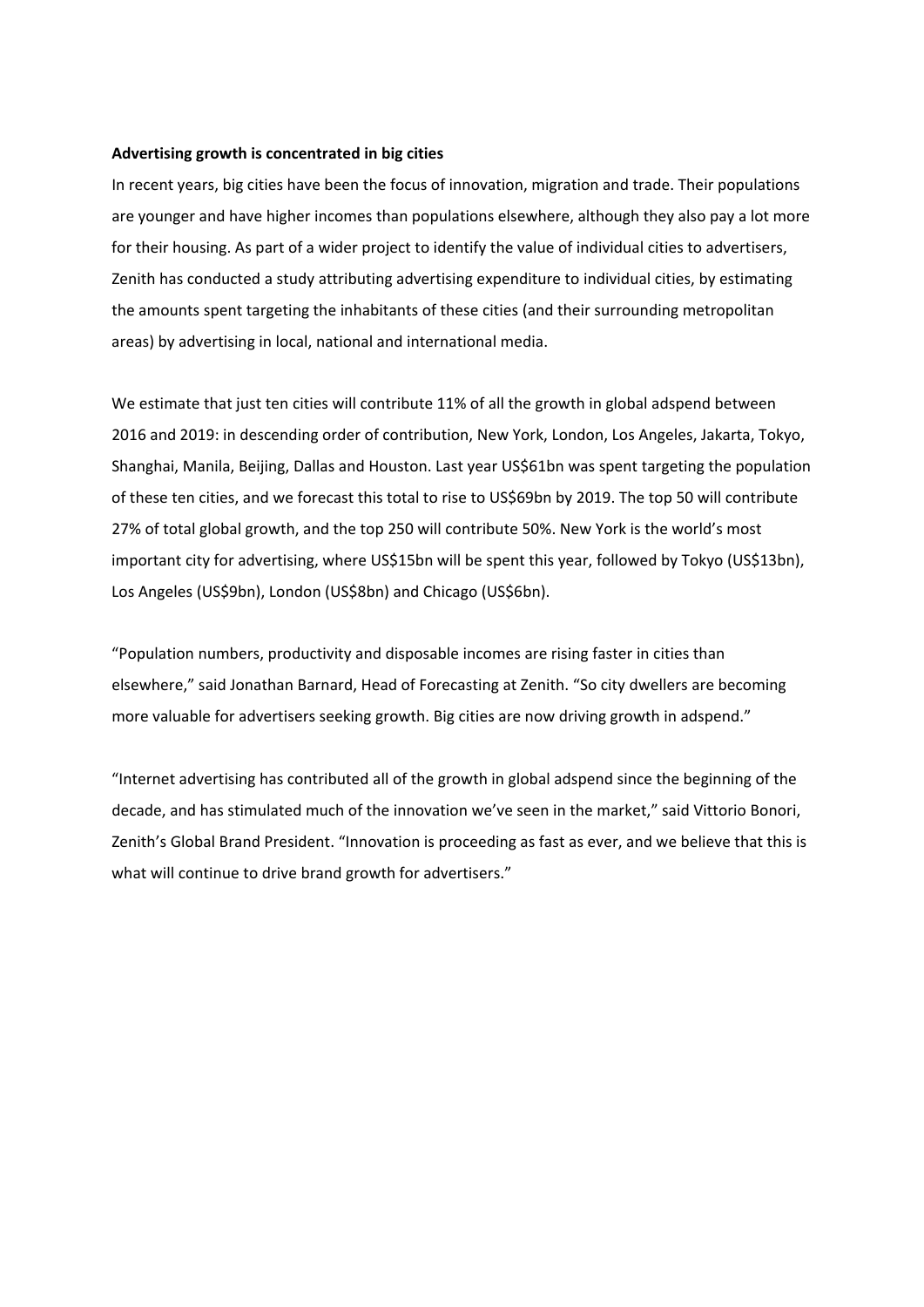**Advertising growth is concentrated in big cities**

In recent years, big cities have been the focus of innovation, migration and trade. Their populations are younger and have higher incomes than populations elsewhere, although they also pay a lot more for their housing. As part of a wider project to identify the value of individual cities to advertisers, Zenith has conducted a study attributing advertising expenditure to individual cities, by estimating the amounts spent targeting the inhabitants of these cities (and their surrounding metropolitan areas) by advertising in local, national and international media.

We estimate that just ten cities will contribute 11% of all the growth in global adspend between 2016 and 2019: in descending order of contribution, New York, London, Los Angeles, Jakarta, Tokyo, Shanghai, Manila, Beijing, Dallas and Houston. Last year US$61bn was spent targeting the population of these ten cities, and we forecast this total to rise to US$69bn by 2019. The top 50 will contribute 27% of total global growth, and the top 250 will contribute 50%. New York is the world's most important city for advertising, where US$15bn will be spent this year, followed by Tokyo (US$13bn), Los Angeles (US$9bn), London (US$8bn) and Chicago (US$6bn).

"Population numbers, productivity and disposable incomes are rising faster in cities than elsewhere," said Jonathan Barnard, Head of Forecasting at Zenith. "So city dwellers are becoming more valuable for advertisers seeking growth. Big cities are now driving growth in adspend."

"Internet advertising has contributed all of the growth in global adspend since the beginning of the decade, and has stimulated much of the innovation we've seen in the market," said Vittorio Bonori, Zenith's Global Brand President. "Innovation is proceeding as fast as ever, and we believe that this is what will continue to drive brand growth for advertisers."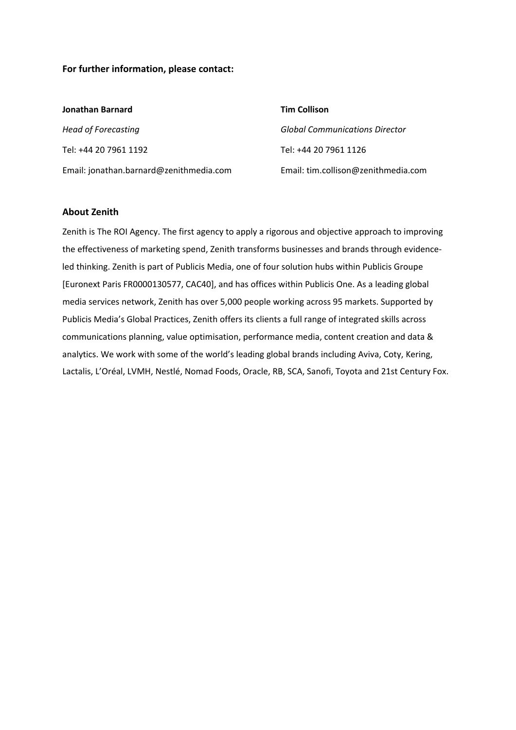**For further information, please contact:**

**Jonathan Barnard**

*Head of Forecasting*

Tel: +44 20 7961 1192

Email: jonathan.barnard@zenithmedia.com

**Tim Collison**

*Global Communications Director*

Tel: +44 20 7961 1126

Email: tim.collison@zenithmedia.com

**About Zenith**

Zenith is The ROI Agency. The first agency to apply a rigorous and objective approach to improving the effectiveness of marketing spend, Zenith transforms businesses and brands through evidence-led thinking. Zenith is part of Publicis Media, one of four solution hubs within Publicis Groupe [Euronext Paris FR0000130577, CAC40], and has offices within Publicis One. As a leading global media services network, Zenith has over 5,000 people working across 95 markets. Supported by Publicis Media's Global Practices, Zenith offers its clients a full range of integrated skills across communications planning, value optimisation, performance media, content creation and data & analytics. We work with some of the world's leading global brands including Aviva, Coty, Kering, Lactalis, L'Oréal, LVMH, Nestlé, Nomad Foods, Oracle, RB, SCA, Sanofi, Toyota and 21st Century Fox.